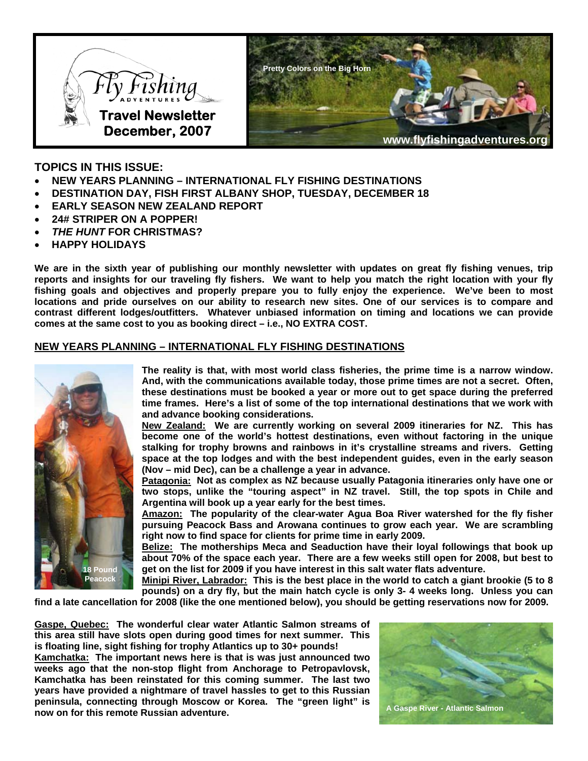# Fly Fishing Adventures

## Travel Newsletter December, 2007

Pretty Colors on the Big Horn

www.flyfishingadventures.org

### TOPICS IN THIS ISSUE:

- **NEW YEARS PLANNING – INTERNATIONAL FLY FISHING DESTINATIONS**
- **DESTINATION DAY, FISH FIRST ALBANY SHOP, TUESDAY, DECEMBER 18**
- **EARLY SEASON NEW ZEALAND REPORT**
- **24# STRIPER ON A POPPER!**
- ***THE HUNT* FOR CHRISTMAS?**
- **HAPPY HOLIDAYS**

**We are in the sixth year of publishing our monthly newsletter with updates on great fly fishing venues, trip reports and insights for our traveling fly fishers. We want to help you match the right location with your fly fishing goals and objectives and properly prepare you to fully enjoy the experience. We've been to most locations and pride ourselves on our ability to research new sites. One of our services is to compare and contrast different lodges/outfitters. Whatever unbiased information on timing and locations we can provide comes at the same cost to you as booking direct – i.e., NO EXTRA COST.**

## NEW YEARS PLANNING – INTERNATIONAL FLY FISHING DESTINATIONS

18 Pound Peacock

**The reality is that, with most world class fisheries, the prime time is a narrow window. And, with the communications available today, those prime times are not a secret. Often, these destinations must be booked a year or more out to get space during the preferred time frames. Here's a list of some of the top international destinations that we work with and advance booking considerations.**

**New Zealand: We are currently working on several 2009 itineraries for NZ. This has become one of the world's hottest destinations, even without factoring in the unique stalking for trophy browns and rainbows in it's crystalline streams and rivers. Getting space at the top lodges and with the best independent guides, even in the early season (Nov – mid Dec), can be a challenge a year in advance.**

**Patagonia: Not as complex as NZ because usually Patagonia itineraries only have one or two stops, unlike the "touring aspect" in NZ travel. Still, the top spots in Chile and Argentina will book up a year early for the best times.**

**Amazon: The popularity of the clear-water Agua Boa River watershed for the fly fisher pursuing Peacock Bass and Arowana continues to grow each year. We are scrambling right now to find space for clients for prime time in early 2009.**

**Belize: The motherships Meca and Seaduction have their loyal followings that book up about 70% of the space each year. There are a few weeks still open for 2008, but best to get on the list for 2009 if you have interest in this salt water flats adventure.**

**Minipi River, Labrador: This is the best place in the world to catch a giant brookie (5 to 8 pounds) on a dry fly, but the main hatch cycle is only 3- 4 weeks long. Unless you can find a late cancellation for 2008 (like the one mentioned below), you should be getting reservations now for 2009.**

**Gaspe, Quebec: The wonderful clear water Atlantic Salmon streams of this area still have slots open during good times for next summer. This is floating line, sight fishing for trophy Atlantics up to 30+ pounds!**

**Kamchatka: The important news here is that is was just announced two weeks ago that the non-stop flight from Anchorage to Petropavlovsk, Kamchatka has been reinstated for this coming summer. The last two years have provided a nightmare of travel hassles to get to this Russian peninsula, connecting through Moscow or Korea. The "green light" is now on for this remote Russian adventure.**

A Gaspe River - Atlantic Salmon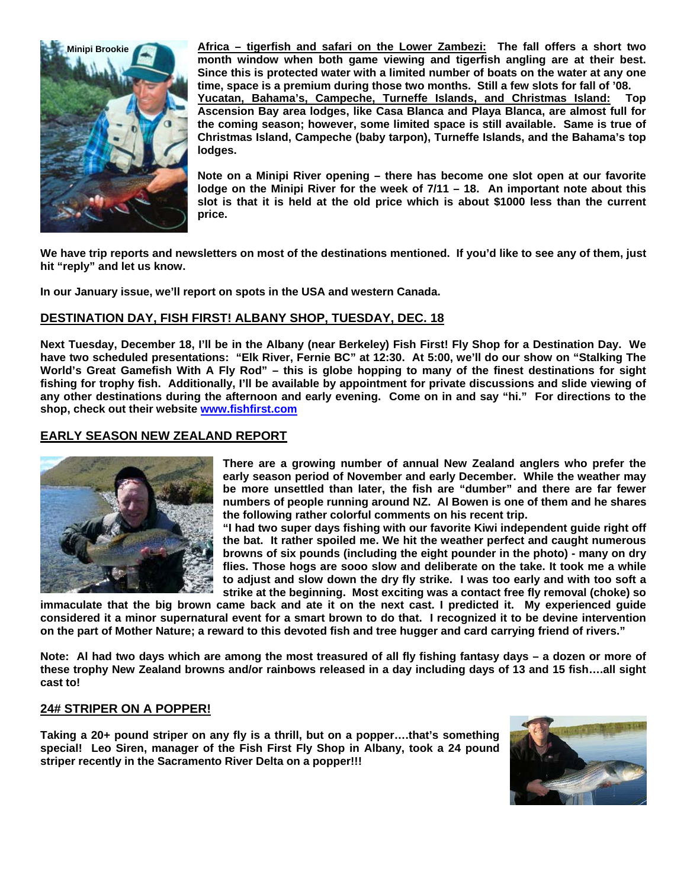Minipi Brookie

**Africa – tigerfish and safari on the Lower Zambezi:** The fall offers a short two month window when both game viewing and tigerfish angling are at their best. Since this is protected water with a limited number of boats on the water at any one time, space is a premium during those two months. Still a few slots for fall of '08.

**Yucatan, Bahama's, Campeche, Turneffe Islands, and Christmas Island:** Top Ascension Bay area lodges, like Casa Blanca and Playa Blanca, are almost full for the coming season; however, some limited space is still available. Same is true of Christmas Island, Campeche (baby tarpon), Turneffe Islands, and the Bahama's top lodges.

Note on a Minipi River opening – there has become one slot open at our favorite lodge on the Minipi River for the week of 7/11 – 18. An important note about this slot is that it is held at the old price which is about $1000 less than the current price.

We have trip reports and newsletters on most of the destinations mentioned. If you'd like to see any of them, just hit "reply" and let us know.

In our January issue, we'll report on spots in the USA and western Canada.

## DESTINATION DAY, FISH FIRST! ALBANY SHOP, TUESDAY, DEC. 18

Next Tuesday, December 18, I'll be in the Albany (near Berkeley) Fish First! Fly Shop for a Destination Day. We have two scheduled presentations: "Elk River, Fernie BC" at 12:30. At 5:00, we'll do our show on "Stalking The World's Great Gamefish With A Fly Rod" – this is globe hopping to many of the finest destinations for sight fishing for trophy fish. Additionally, I'll be available by appointment for private discussions and slide viewing of any other destinations during the afternoon and early evening. Come on in and say "hi." For directions to the shop, check out their website www.fishfirst.com

## EARLY SEASON NEW ZEALAND REPORT

There are a growing number of annual New Zealand anglers who prefer the early season period of November and early December. While the weather may be more unsettled than later, the fish are "dumber" and there are far fewer numbers of people running around NZ. Al Bowen is one of them and he shares the following rather colorful comments on his recent trip.

"I had two super days fishing with our favorite Kiwi independent guide right off the bat. It rather spoiled me. We hit the weather perfect and caught numerous browns of six pounds (including the eight pounder in the photo) - many on dry flies. Those hogs are sooo slow and deliberate on the take. It took me a while to adjust and slow down the dry fly strike. I was too early and with too soft a strike at the beginning. Most exciting was a contact free fly removal (choke) so immaculate that the big brown came back and ate it on the next cast. I predicted it. My experienced guide considered it a minor supernatural event for a smart brown to do that. I recognized it to be devine intervention on the part of Mother Nature; a reward to this devoted fish and tree hugger and card carrying friend of rivers."

Note: Al had two days which are among the most treasured of all fly fishing fantasy days – a dozen or more of these trophy New Zealand browns and/or rainbows released in a day including days of 13 and 15 fish….all sight cast to!

## 24# STRIPER ON A POPPER!

Taking a 20+ pound striper on any fly is a thrill, but on a popper….that's something special! Leo Siren, manager of the Fish First Fly Shop in Albany, took a 24 pound striper recently in the Sacramento River Delta on a popper!!!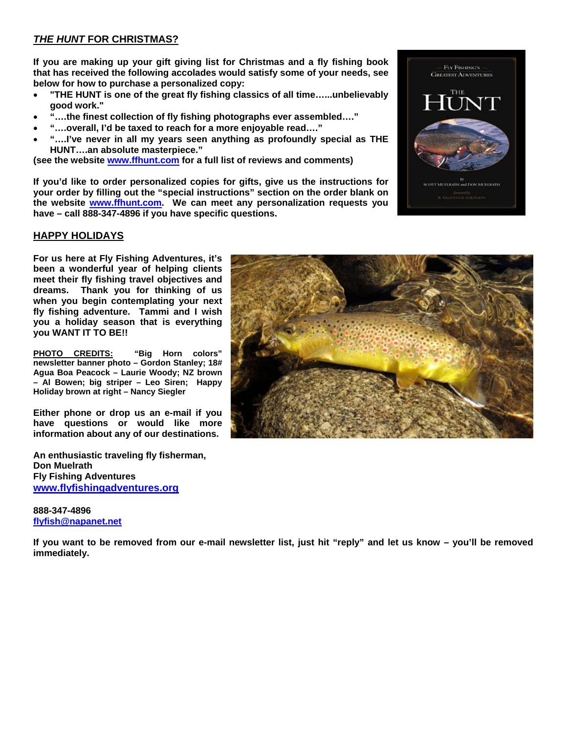## *THE HUNT* FOR CHRISTMAS?

**If you are making up your gift giving list for Christmas and a fly fishing book that has received the following accolades would satisfy some of your needs, see below for how to purchase a personalized copy:**

- **"THE HUNT is one of the great fly fishing classics of all time…...unbelievably good work."**
- **"….the finest collection of fly fishing photographs ever assembled…."**
- **"….overall, I'd be taxed to reach for a more enjoyable read…."**
- **"….I've never in all my years seen anything as profoundly special as THE HUNT….an absolute masterpiece."**

**(see the website [www.ffhunt.com](http://www.ffhunt.com) for a full list of reviews and comments)**

**If you'd like to order personalized copies for gifts, give us the instructions for your order by filling out the "special instructions" section on the order blank on the website [www.ffhunt.com](http://www.ffhunt.com). We can meet any personalization requests you have – call 888-347-4896 if you have specific questions.**

## HAPPY HOLIDAYS

**For us here at Fly Fishing Adventures, it's been a wonderful year of helping clients meet their fly fishing travel objectives and dreams. Thank you for thinking of us when you begin contemplating your next fly fishing adventure. Tammi and I wish you a holiday season that is everything you WANT IT TO BE!!**

**PHOTO CREDITS: "Big Horn colors" newsletter banner photo – Gordon Stanley; 18# Agua Boa Peacock – Laurie Woody; NZ brown – Al Bowen; big striper – Leo Siren; Happy Holiday brown at right – Nancy Siegler**

**Either phone or drop us an e-mail if you have questions or would like more information about any of our destinations.**

**An enthusiastic traveling fly fisherman,**
**Don Muelrath**
**Fly Fishing Adventures**
**[www.flyfishingadventures.org](http://www.flyfishingadventures.org)**

**888-347-4896**
**[flyfish@napanet.net](mailto:flyfish@napanet.net)**

**If you want to be removed from our e-mail newsletter list, just hit "reply" and let us know – you'll be removed immediately.**